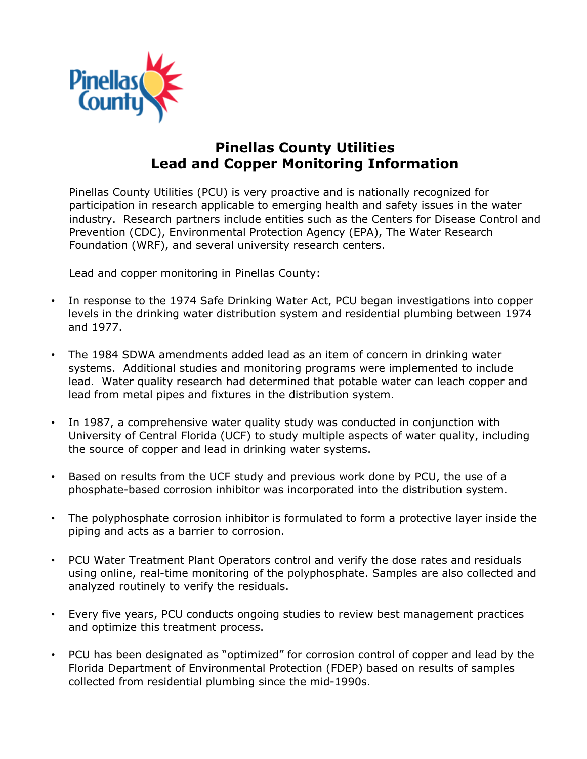# Pinellas County Utilities
# Lead and Copper Monitoring Information

Pinellas County Utilities (PCU) is very proactive and is nationally recognized for participation in research applicable to emerging health and safety issues in the water industry. Research partners include entities such as the Centers for Disease Control and Prevention (CDC), Environmental Protection Agency (EPA), The Water Research Foundation (WRF), and several university research centers.

Lead and copper monitoring in Pinellas County:

- In response to the 1974 Safe Drinking Water Act, PCU began investigations into copper levels in the drinking water distribution system and residential plumbing between 1974 and 1977.
- The 1984 SDWA amendments added lead as an item of concern in drinking water systems. Additional studies and monitoring programs were implemented to include lead. Water quality research had determined that potable water can leach copper and lead from metal pipes and fixtures in the distribution system.
- In 1987, a comprehensive water quality study was conducted in conjunction with University of Central Florida (UCF) to study multiple aspects of water quality, including the source of copper and lead in drinking water systems.
- Based on results from the UCF study and previous work done by PCU, the use of a phosphate-based corrosion inhibitor was incorporated into the distribution system.
- The polyphosphate corrosion inhibitor is formulated to form a protective layer inside the piping and acts as a barrier to corrosion.
- PCU Water Treatment Plant Operators control and verify the dose rates and residuals using online, real-time monitoring of the polyphosphate. Samples are also collected and analyzed routinely to verify the residuals.
- Every five years, PCU conducts ongoing studies to review best management practices and optimize this treatment process.
- PCU has been designated as "optimized" for corrosion control of copper and lead by the Florida Department of Environmental Protection (FDEP) based on results of samples collected from residential plumbing since the mid-1990s.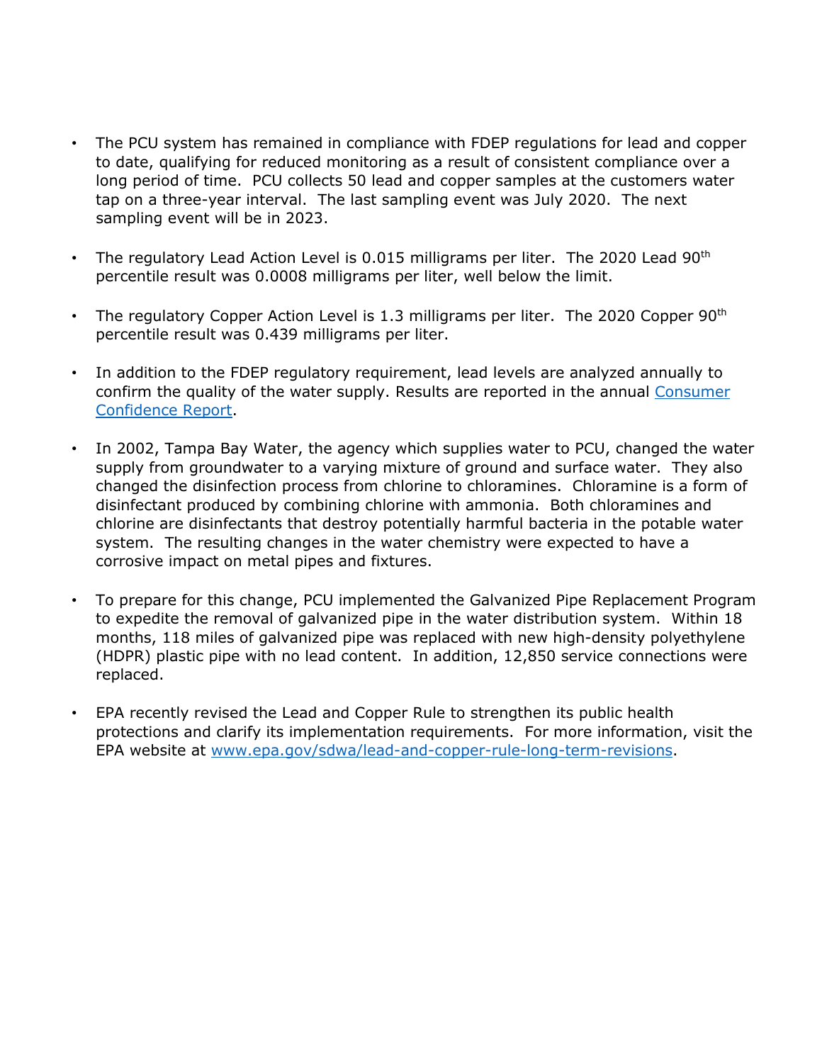- The PCU system has remained in compliance with FDEP regulations for lead and copper to date, qualifying for reduced monitoring as a result of consistent compliance over a long period of time. PCU collects 50 lead and copper samples at the customers water tap on a three-year interval. The last sampling event was July 2020. The next sampling event will be in 2023.

- The regulatory Lead Action Level is 0.015 milligrams per liter. The 2020 Lead 90$^{th}$ percentile result was 0.0008 milligrams per liter, well below the limit.

- The regulatory Copper Action Level is 1.3 milligrams per liter. The 2020 Copper 90$^{th}$ percentile result was 0.439 milligrams per liter.

- In addition to the FDEP regulatory requirement, lead levels are analyzed annually to confirm the quality of the water supply. Results are reported in the annual [Consumer Confidence Report].

- In 2002, Tampa Bay Water, the agency which supplies water to PCU, changed the water supply from groundwater to a varying mixture of ground and surface water. They also changed the disinfection process from chlorine to chloramines. Chloramine is a form of disinfectant produced by combining chlorine with ammonia. Both chloramines and chlorine are disinfectants that destroy potentially harmful bacteria in the potable water system. The resulting changes in the water chemistry were expected to have a corrosive impact on metal pipes and fixtures.

- To prepare for this change, PCU implemented the Galvanized Pipe Replacement Program to expedite the removal of galvanized pipe in the water distribution system. Within 18 months, 118 miles of galvanized pipe was replaced with new high-density polyethylene (HDPR) plastic pipe with no lead content. In addition, 12,850 service connections were replaced.

- EPA recently revised the Lead and Copper Rule to strengthen its public health protections and clarify its implementation requirements. For more information, visit the EPA website at www.epa.gov/sdwa/lead-and-copper-rule-long-term-revisions.